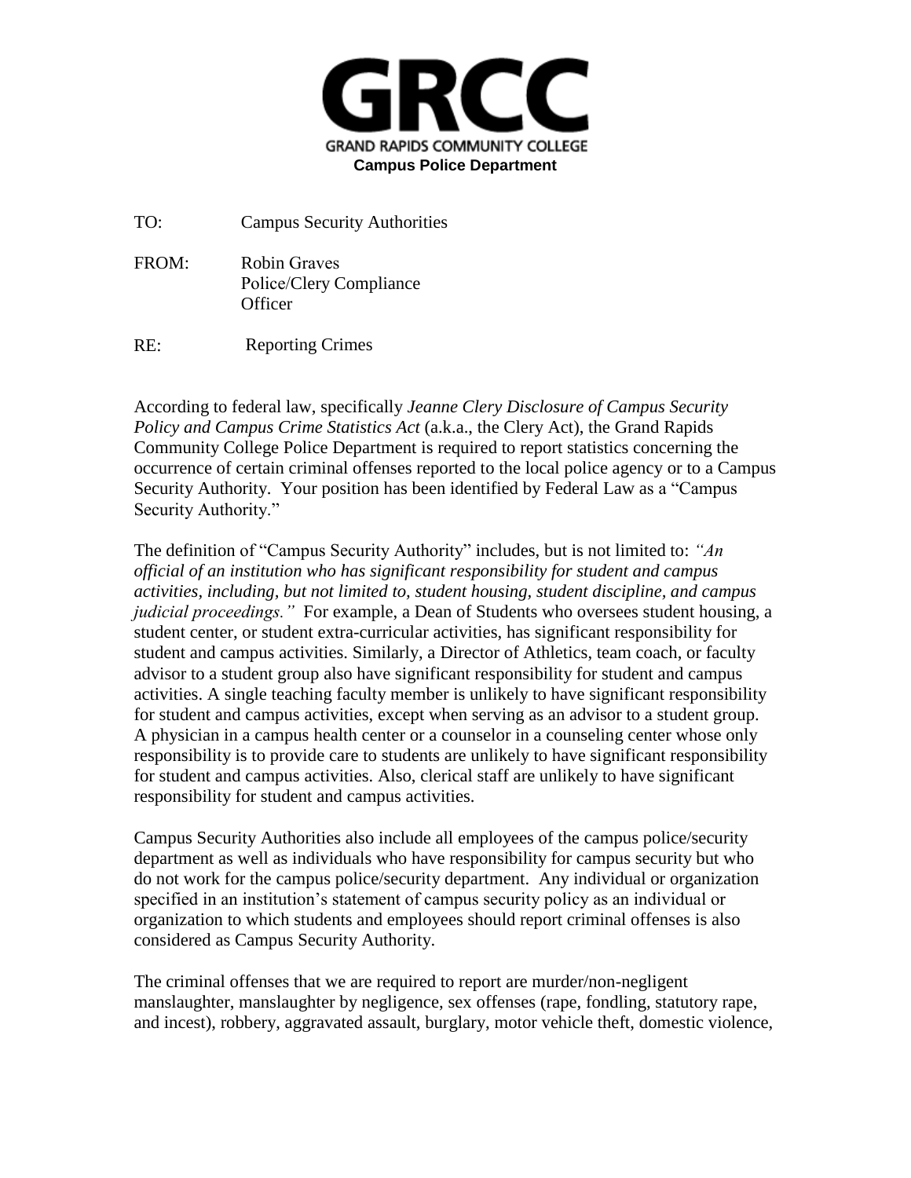**GRCC**

**GRAND RAPIDS COMMUNITY COLLEGE**

**Campus Police Department**

TO: Campus Security Authorities

FROM: Robin Graves
Police/Clery Compliance Officer

RE: Reporting Crimes

According to federal law, specifically *Jeanne Clery Disclosure of Campus Security Policy and Campus Crime Statistics Act* (a.k.a., the Clery Act), the Grand Rapids Community College Police Department is required to report statistics concerning the occurrence of certain criminal offenses reported to the local police agency or to a Campus Security Authority. Your position has been identified by Federal Law as a "Campus Security Authority."

The definition of "Campus Security Authority" includes, but is not limited to: *"An official of an institution who has significant responsibility for student and campus activities, including, but not limited to, student housing, student discipline, and campus judicial proceedings."* For example, a Dean of Students who oversees student housing, a student center, or student extra-curricular activities, has significant responsibility for student and campus activities. Similarly, a Director of Athletics, team coach, or faculty advisor to a student group also have significant responsibility for student and campus activities. A single teaching faculty member is unlikely to have significant responsibility for student and campus activities, except when serving as an advisor to a student group. A physician in a campus health center or a counselor in a counseling center whose only responsibility is to provide care to students are unlikely to have significant responsibility for student and campus activities. Also, clerical staff are unlikely to have significant responsibility for student and campus activities.

Campus Security Authorities also include all employees of the campus police/security department as well as individuals who have responsibility for campus security but who do not work for the campus police/security department. Any individual or organization specified in an institution's statement of campus security policy as an individual or organization to which students and employees should report criminal offenses is also considered as Campus Security Authority.

The criminal offenses that we are required to report are murder/non-negligent manslaughter, manslaughter by negligence, sex offenses (rape, fondling, statutory rape, and incest), robbery, aggravated assault, burglary, motor vehicle theft, domestic violence,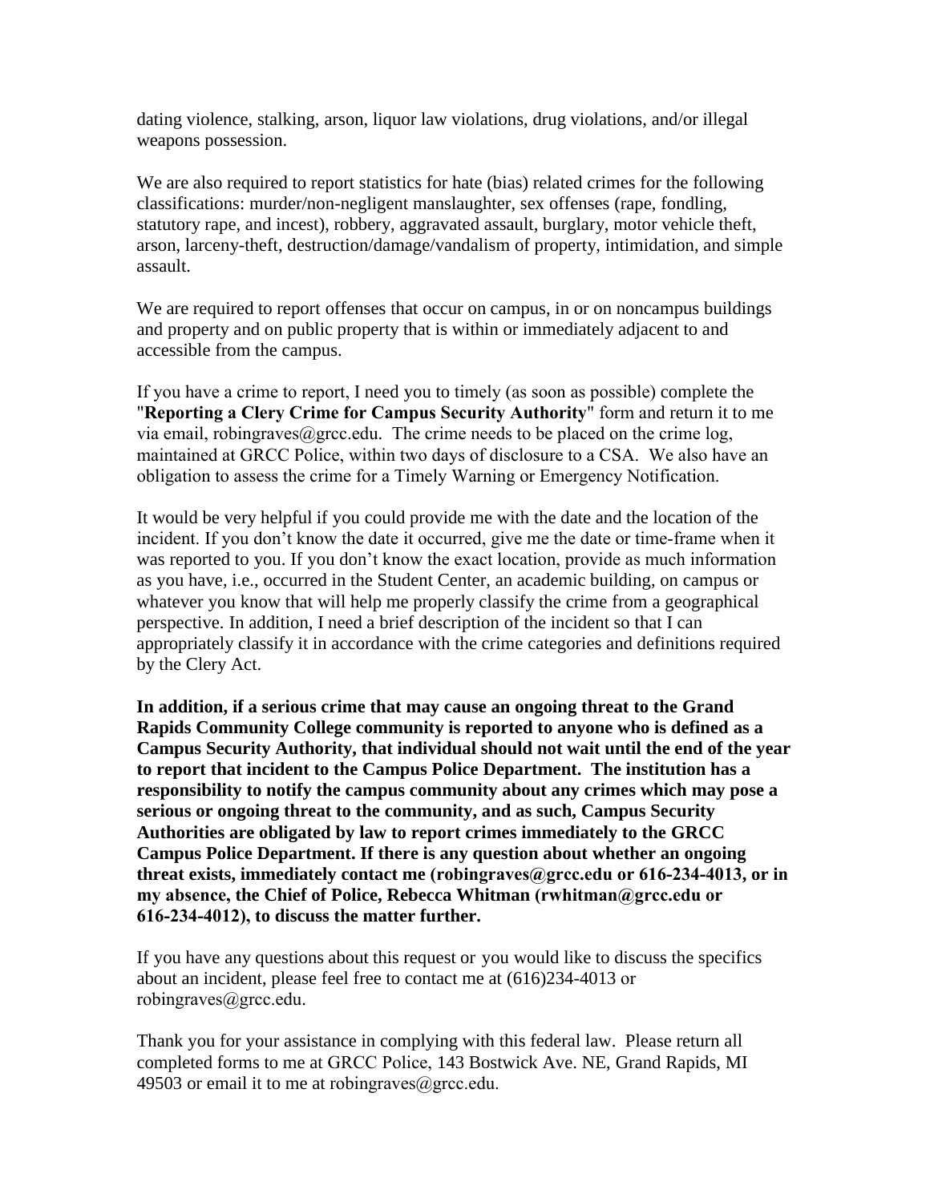dating violence, stalking, arson, liquor law violations, drug violations, and/or illegal weapons possession.

We are also required to report statistics for hate (bias) related crimes for the following classifications: murder/non-negligent manslaughter, sex offenses (rape, fondling, statutory rape, and incest), robbery, aggravated assault, burglary, motor vehicle theft, arson, larceny-theft, destruction/damage/vandalism of property, intimidation, and simple assault.

We are required to report offenses that occur on campus, in or on noncampus buildings and property and on public property that is within or immediately adjacent to and accessible from the campus.

If you have a crime to report, I need you to timely (as soon as possible) complete the "**Reporting a Clery Crime for Campus Security Authority**" form and return it to me via email, robingraves@grcc.edu. The crime needs to be placed on the crime log, maintained at GRCC Police, within two days of disclosure to a CSA. We also have an obligation to assess the crime for a Timely Warning or Emergency Notification.

It would be very helpful if you could provide me with the date and the location of the incident. If you don't know the date it occurred, give me the date or time-frame when it was reported to you. If you don't know the exact location, provide as much information as you have, i.e., occurred in the Student Center, an academic building, on campus or whatever you know that will help me properly classify the crime from a geographical perspective. In addition, I need a brief description of the incident so that I can appropriately classify it in accordance with the crime categories and definitions required by the Clery Act.

**In addition, if a serious crime that may cause an ongoing threat to the Grand Rapids Community College community is reported to anyone who is defined as a Campus Security Authority, that individual should not wait until the end of the year to report that incident to the Campus Police Department. The institution has a responsibility to notify the campus community about any crimes which may pose a serious or ongoing threat to the community, and as such, Campus Security Authorities are obligated by law to report crimes immediately to the GRCC Campus Police Department. If there is any question about whether an ongoing threat exists, immediately contact me (robingraves@grcc.edu or 616-234-4013, or in my absence, the Chief of Police, Rebecca Whitman (rwhitman@grcc.edu or 616-234-4012), to discuss the matter further.**

If you have any questions about this request or you would like to discuss the specifics about an incident, please feel free to contact me at (616)234-4013 or robingraves@grcc.edu.

Thank you for your assistance in complying with this federal law. Please return all completed forms to me at GRCC Police, 143 Bostwick Ave. NE, Grand Rapids, MI 49503 or email it to me at robingraves@grcc.edu.